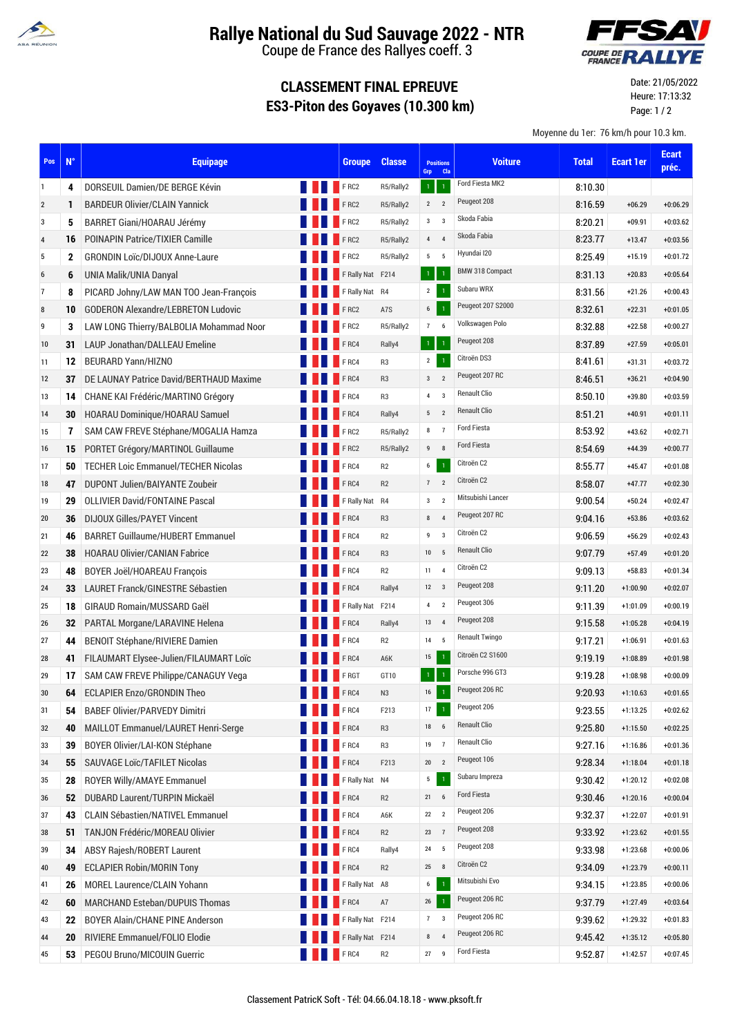# Rallye National du Sud Sauvage 2022 - NTR

Coupe de France des Rallyes coeff. 3

## CLASSEMENT FINAL EPREUVE
## ES3-Piton des Goyaves (10.300 km)

Date: 21/05/2022
Heure: 17:13:32

Moyenne du 1er: 76 km/h pour 10.3 km.

| Pos | N° | Equipage | Groupe | Classe | Positions Grp | Positions Cla | Voiture | Total | Ecart 1er | Ecart préc. |
|---|---|---|---|---|---|---|---|---|---|---|
| 1 | 4 | DORSEUIL Damien/DE BERGE Kévin | F RC2 | R5/Rally2 | 1 | 1 | Ford Fiesta MK2 | 8:10.30 | | |
| 2 | 1 | BARDEUR Olivier/CLAIN Yannick | F RC2 | R5/Rally2 | 2 | 2 | Peugeot 208 | 8:16.59 | +06.29 | +0:06.29 |
| 3 | 5 | BARRET Giani/HOARAU Jérémy | F RC2 | R5/Rally2 | 3 | 3 | Skoda Fabia | 8:20.21 | +09.91 | +0:03.62 |
| 4 | 16 | POINAPIN Patrice/TIXIER Camille | F RC2 | R5/Rally2 | 4 | 4 | Skoda Fabia | 8:23.77 | +13.47 | +0:03.56 |
| 5 | 2 | GRONDIN Loïc/DIJOUX Anne-Laure | F RC2 | R5/Rally2 | 5 | 5 | Hyundai I20 | 8:25.49 | +15.19 | +0:01.72 |
| 6 | 6 | UNIA Malik/UNIA Danyal | F Rally Nat | F214 | 1 | 1 | BMW 318 Compact | 8:31.13 | +20.83 | +0:05.64 |
| 7 | 8 | PICARD Johny/LAW MAN TOO Jean-François | F Rally Nat | R4 | 2 | 1 | Subaru WRX | 8:31.56 | +21.26 | +0:00.43 |
| 8 | 10 | GODERON Alexandre/LEBRETON Ludovic | F RC2 | A7S | 6 | 1 | Peugeot 207 S2000 | 8:32.61 | +22.31 | +0:01.05 |
| 9 | 3 | LAW LONG Thierry/BALBOLIA Mohammad Noor | F RC2 | R5/Rally2 | 7 | 6 | Volkswagen Polo | 8:32.88 | +22.58 | +0:00.27 |
| 10 | 31 | LAUP Jonathan/DALLEAU Emeline | F RC4 | Rally4 | 1 | 1 | Peugeot 208 | 8:37.89 | +27.59 | +0:05.01 |
| 11 | 12 | BEURARD Yann/HIZNO | F RC4 | R3 | 2 | 1 | Citroën DS3 | 8:41.61 | +31.31 | +0:03.72 |
| 12 | 37 | DE LAUNAY Patrice David/BERTHAUD Maxime | F RC4 | R3 | 3 | 2 | Peugeot 207 RC | 8:46.51 | +36.21 | +0:04.90 |
| 13 | 14 | CHANE KAI Frédéric/MARTINO Grégory | F RC4 | R3 | 4 | 3 | Renault Clio | 8:50.10 | +39.80 | +0:03.59 |
| 14 | 30 | HOARAU Dominique/HOARAU Samuel | F RC4 | Rally4 | 5 | 2 | Renault Clio | 8:51.21 | +40.91 | +0:01.11 |
| 15 | 7 | SAM CAW FREVE Stéphane/MOGALIA Hamza | F RC2 | R5/Rally2 | 8 | 7 | Ford Fiesta | 8:53.92 | +43.62 | +0:02.71 |
| 16 | 15 | PORTET Grégory/MARTINOL Guillaume | F RC2 | R5/Rally2 | 9 | 8 | Ford Fiesta | 8:54.69 | +44.39 | +0:00.77 |
| 17 | 50 | TECHER Loic Emmanuel/TECHER Nicolas | F RC4 | R2 | 6 | 1 | Citroën C2 | 8:55.77 | +45.47 | +0:01.08 |
| 18 | 47 | DUPONT Julien/BAIYANTE Zoubeir | F RC4 | R2 | 7 | 2 | Citroën C2 | 8:58.07 | +47.77 | +0:02.30 |
| 19 | 29 | OLLIVIER David/FONTAINE Pascal | F Rally Nat | R4 | 3 | 2 | Mitsubishi Lancer | 9:00.54 | +50.24 | +0:02.47 |
| 20 | 36 | DIJOUX Gilles/PAYET Vincent | F RC4 | R3 | 8 | 4 | Peugeot 207 RC | 9:04.16 | +53.86 | +0:03.62 |
| 21 | 46 | BARRET Guillaume/HUBERT Emmanuel | F RC4 | R2 | 9 | 3 | Citroën C2 | 9:06.59 | +56.29 | +0:02.43 |
| 22 | 38 | HOARAU Olivier/CANIAN Fabrice | F RC4 | R3 | 10 | 5 | Renault Clio | 9:07.79 | +57.49 | +0:01.20 |
| 23 | 48 | BOYER Joël/HOAREAU François | F RC4 | R2 | 11 | 4 | Citroën C2 | 9:09.13 | +58.83 | +0:01.34 |
| 24 | 33 | LAURET Franck/GINESTRE Sébastien | F RC4 | Rally4 | 12 | 3 | Peugeot 208 | 9:11.20 | +1:00.90 | +0:02.07 |
| 25 | 18 | GIRAUD Romain/MUSSARD Gaël | F Rally Nat | F214 | 4 | 2 | Peugeot 306 | 9:11.39 | +1:01.09 | +0:00.19 |
| 26 | 32 | PARTAL Morgane/LARAVINE Helena | F RC4 | Rally4 | 13 | 4 | Peugeot 208 | 9:15.58 | +1:05.28 | +0:04.19 |
| 27 | 44 | BENOIT Stéphane/RIVIERE Damien | F RC4 | R2 | 14 | 5 | Renault Twingo | 9:17.21 | +1:06.91 | +0:01.63 |
| 28 | 41 | FILAUMART Elysee-Julien/FILAUMART Loïc | F RC4 | A6K | 15 | 1 | Citroën C2 S1600 | 9:19.19 | +1:08.89 | +0:01.98 |
| 29 | 17 | SAM CAW FREVE Philippe/CANAGUY Vega | F RGT | GT10 | 1 | 1 | Porsche 996 GT3 | 9:19.28 | +1:08.98 | +0:00.09 |
| 30 | 64 | ECLAPIER Enzo/GRONDIN Theo | F RC4 | N3 | 16 | 1 | Peugeot 206 RC | 9:20.93 | +1:10.63 | +0:01.65 |
| 31 | 54 | BABEF Olivier/PARVEDY Dimitri | F RC4 | F213 | 17 | 1 | Peugeot 206 | 9:23.55 | +1:13.25 | +0:02.62 |
| 32 | 40 | MAILLOT Emmanuel/LAURET Henri-Serge | F RC4 | R3 | 18 | 6 | Renault Clio | 9:25.80 | +1:15.50 | +0:02.25 |
| 33 | 39 | BOYER Olivier/LAI-KON Stéphane | F RC4 | R3 | 19 | 7 | Renault Clio | 9:27.16 | +1:16.86 | +0:01.36 |
| 34 | 55 | SAUVAGE Loïc/TAFILET Nicolas | F RC4 | F213 | 20 | 2 | Peugeot 106 | 9:28.34 | +1:18.04 | +0:01.18 |
| 35 | 28 | ROYER Willy/AMAYE Emmanuel | F Rally Nat | N4 | 5 | 1 | Subaru Impreza | 9:30.42 | +1:20.12 | +0:02.08 |
| 36 | 52 | DUBARD Laurent/TURPIN Mickaël | F RC4 | R2 | 21 | 6 | Ford Fiesta | 9:30.46 | +1:20.16 | +0:00.04 |
| 37 | 43 | CLAIN Sébastien/NATIVEL Emmanuel | F RC4 | A6K | 22 | 2 | Peugeot 206 | 9:32.37 | +1:22.07 | +0:01.91 |
| 38 | 51 | TANJON Frédéric/MOREAU Olivier | F RC4 | R2 | 23 | 7 | Peugeot 208 | 9:33.92 | +1:23.62 | +0:01.55 |
| 39 | 34 | ABSY Rajesh/ROBERT Laurent | F RC4 | Rally4 | 24 | 5 | Peugeot 208 | 9:33.98 | +1:23.68 | +0:00.06 |
| 40 | 49 | ECLAPIER Robin/MORIN Tony | F RC4 | R2 | 25 | 8 | Citroën C2 | 9:34.09 | +1:23.79 | +0:00.11 |
| 41 | 26 | MOREL Laurence/CLAIN Yohann | F Rally Nat | A8 | 6 | 1 | Mitsubishi Evo | 9:34.15 | +1:23.85 | +0:00.06 |
| 42 | 60 | MARCHAND Esteban/DUPUIS Thomas | F RC4 | A7 | 26 | 1 | Peugeot 206 RC | 9:37.79 | +1:27.49 | +0:03.64 |
| 43 | 22 | BOYER Alain/CHANE PINE Anderson | F Rally Nat | F214 | 7 | 3 | Peugeot 206 RC | 9:39.62 | +1:29.32 | +0:01.83 |
| 44 | 20 | RIVIERE Emmanuel/FOLIO Elodie | F Rally Nat | F214 | 8 | 4 | Peugeot 206 RC | 9:45.42 | +1:35.12 | +0:05.80 |
| 45 | 53 | PEGOU Bruno/MICOUIN Guerric | F RC4 | R2 | 27 | 9 | Ford Fiesta | 9:52.87 | +1:42.57 | +0:07.45 |

Classement PatricK Soft - Tél: 04.66.04.18.18 - www.pksoft.fr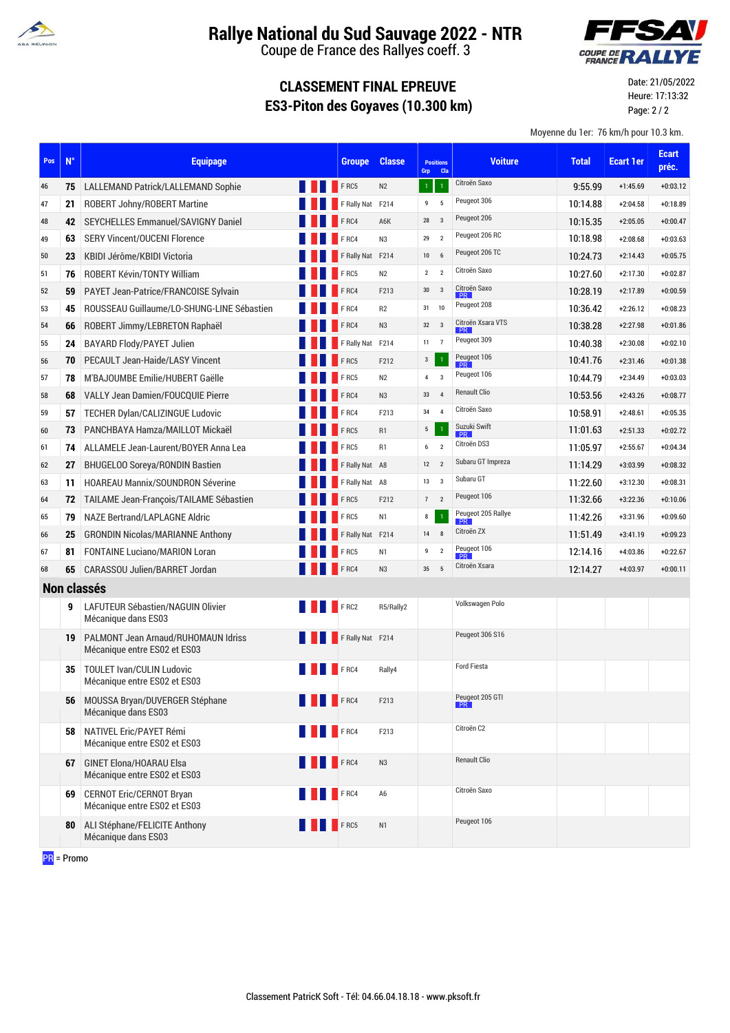# Rallye National du Sud Sauvage 2022 - NTR

Coupe de France des Rallyes coeff. 3

## CLASSEMENT FINAL EPREUVE
## ES3-Piton des Goyaves (10.300 km)

Date: 21/05/2022
Heure: 17:13:32

Moyenne du 1er: 76 km/h pour 10.3 km.

| Pos | N° | Equipage | Groupe | Classe | Positions Grp | Positions Cla | Voiture | Total | Ecart 1er | Ecart préc. |
|---|---|---|---|---|---|---|---|---|---|---|
| 46 | 75 | LALLEMAND Patrick/LALLEMAND Sophie | F RC5 | N2 | 1 | 1 | Citroën Saxo | 9:55.99 | +1:45.69 | +0:03.12 |
| 47 | 21 | ROBERT Johny/ROBERT Martine | F Rally Nat | F214 | 9 | 5 | Peugeot 306 | 10:14.88 | +2:04.58 | +0:18.89 |
| 48 | 42 | SEYCHELLES Emmanuel/SAVIGNY Daniel | F RC4 | A6K | 28 | 3 | Peugeot 206 | 10:15.35 | +2:05.05 | +0:00.47 |
| 49 | 63 | SERY Vincent/OUCENI Florence | F RC4 | N3 | 29 | 2 | Peugeot 206 RC | 10:18.98 | +2:08.68 | +0:03.63 |
| 50 | 23 | KBIDI Jérôme/KBIDI Victoria | F Rally Nat | F214 | 10 | 6 | Peugeot 206 TC | 10:24.73 | +2:14.43 | +0:05.75 |
| 51 | 76 | ROBERT Kévin/TONTY William | F RC5 | N2 | 2 | 2 | Citroën Saxo | 10:27.60 | +2:17.30 | +0:02.87 |
| 52 | 59 | PAYET Jean-Patrice/FRANCOISE Sylvain | F RC4 | F213 | 30 | 3 | Citroën Saxo PR | 10:28.19 | +2:17.89 | +0:00.59 |
| 53 | 45 | ROUSSEAU Guillaume/LO-SHUNG-LINE Sébastien | F RC4 | R2 | 31 | 10 | Peugeot 208 | 10:36.42 | +2:26.12 | +0:08.23 |
| 54 | 66 | ROBERT Jimmy/LEBRETON Raphaël | F RC4 | N3 | 32 | 3 | Citroën Xsara VTS PR | 10:38.28 | +2:27.98 | +0:01.86 |
| 55 | 24 | BAYARD Flody/PAYET Julien | F Rally Nat | F214 | 11 | 7 | Peugeot 309 | 10:40.38 | +2:30.08 | +0:02.10 |
| 56 | 70 | PECAULT Jean-Haide/LASY Vincent | F RC5 | F212 | 3 | 1 | Peugeot 106 PR | 10:41.76 | +2:31.46 | +0:01.38 |
| 57 | 78 | M'BAJOUMBE Emilie/HUBERT Gaëlle | F RC5 | N2 | 4 | 3 | Peugeot 106 | 10:44.79 | +2:34.49 | +0:03.03 |
| 58 | 68 | VALLY Jean Damien/FOUCQUIE Pierre | F RC4 | N3 | 33 | 4 | Renault Clio | 10:53.56 | +2:43.26 | +0:08.77 |
| 59 | 57 | TECHER Dylan/CALIZINGUE Ludovic | F RC4 | F213 | 34 | 4 | Citroën Saxo | 10:58.91 | +2:48.61 | +0:05.35 |
| 60 | 73 | PANCHBAYA Hamza/MAILLOT Mickaël | F RC5 | R1 | 5 | 1 | Suzuki Swift PR | 11:01.63 | +2:51.33 | +0:02.72 |
| 61 | 74 | ALLAMELE Jean-Laurent/BOYER Anna Lea | F RC5 | R1 | 6 | 2 | Citroën DS3 | 11:05.97 | +2:55.67 | +0:04.34 |
| 62 | 27 | BHUGELOO Soreya/RONDIN Bastien | F Rally Nat | A8 | 12 | 2 | Subaru GT Impreza | 11:14.29 | +3:03.99 | +0:08.32 |
| 63 | 11 | HOAREAU Mannix/SOUNDRON Séverine | F Rally Nat | A8 | 13 | 3 | Subaru GT | 11:22.60 | +3:12.30 | +0:08.31 |
| 64 | 72 | TAILAME Jean-François/TAILAME Sébastien | F RC5 | F212 | 7 | 2 | Peugeot 106 | 11:32.66 | +3:22.36 | +0:10.06 |
| 65 | 79 | NAZE Bertrand/LAPLAGNE Aldric | F RC5 | N1 | 8 | 1 | Peugeot 205 Rallye PR | 11:42.26 | +3:31.96 | +0:09.60 |
| 66 | 25 | GRONDIN Nicolas/MARIANNE Anthony | F Rally Nat | F214 | 14 | 8 | Citroën ZX | 11:51.49 | +3:41.19 | +0:09.23 |
| 67 | 81 | FONTAINE Luciano/MARION Loran | F RC5 | N1 | 9 | 2 | Peugeot 106 PR | 12:14.16 | +4:03.86 | +0:22.67 |
| 68 | 65 | CARASSOU Julien/BARRET Jordan | F RC4 | N3 | 35 | 5 | Citroën Xsara | 12:14.27 | +4:03.97 | +0:00.11 |

## Non classés

| Pos | N° | Equipage | Groupe | Classe | Positions Grp | Positions Cla | Voiture | Total | Ecart 1er | Ecart préc. |
|---|---|---|---|---|---|---|---|---|---|---|
| | 9 | LAFUTEUR Sébastien/NAGUIN Olivier<br>Mécanique dans ES03 | F RC2 | R5/Rally2 | | | Volkswagen Polo | | | |
| | 19 | PALMONT Jean Arnaud/RUHOMAUN Idriss<br>Mécanique entre ES02 et ES03 | F Rally Nat | F214 | | | Peugeot 306 S16 | | | |
| | 35 | TOULET Ivan/CULIN Ludovic<br>Mécanique entre ES02 et ES03 | F RC4 | Rally4 | | | Ford Fiesta | | | |
| | 56 | MOUSSA Bryan/DUVERGER Stéphane<br>Mécanique dans ES03 | F RC4 | F213 | | | Peugeot 205 GTI PR | | | |
| | 58 | NATIVEL Eric/PAYET Rémi<br>Mécanique entre ES02 et ES03 | F RC4 | F213 | | | Citroën C2 | | | |
| | 67 | GINET Elona/HOARAU Elsa<br>Mécanique entre ES02 et ES03 | F RC4 | N3 | | | Renault Clio | | | |
| | 69 | CERNOT Eric/CERNOT Bryan<br>Mécanique entre ES02 et ES03 | F RC4 | A6 | | | Citroën Saxo | | | |
| | 80 | ALI Stéphane/FELICITE Anthony<br>Mécanique dans ES03 | F RC5 | N1 | | | Peugeot 106 | | | |

PR = Promo

Classement PatricK Soft - Tél: 04.66.04.18.18 - www.pksoft.fr